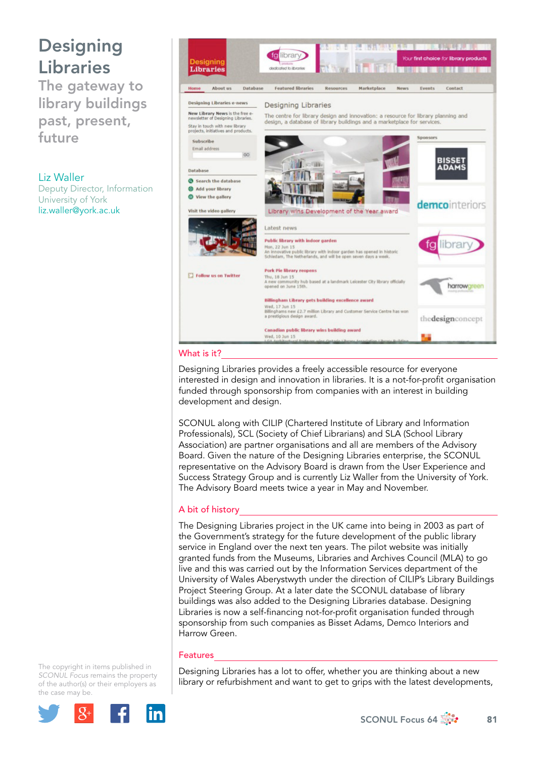# Designing Libraries

## The gateway to library buildings past, present, future

Liz Waller
Deputy Director, Information
University of York
liz.waller@york.ac.uk

### What is it?

Designing Libraries provides a freely accessible resource for everyone interested in design and innovation in libraries. It is a not-for-profit organisation funded through sponsorship from companies with an interest in building development and design.

SCONUL along with CILIP (Chartered Institute of Library and Information Professionals), SCL (Society of Chief Librarians) and SLA (School Library Association) are partner organisations and all are members of the Advisory Board. Given the nature of the Designing Libraries enterprise, the SCONUL representative on the Advisory Board is drawn from the User Experience and Success Strategy Group and is currently Liz Waller from the University of York. The Advisory Board meets twice a year in May and November.

### A bit of history

The Designing Libraries project in the UK came into being in 2003 as part of the Government's strategy for the future development of the public library service in England over the next ten years. The pilot website was initially granted funds from the Museums, Libraries and Archives Council (MLA) to go live and this was carried out by the Information Services department of the University of Wales Aberystwyth under the direction of CILIP's Library Buildings Project Steering Group. At a later date the SCONUL database of library buildings was also added to the Designing Libraries database. Designing Libraries is now a self-financing not-for-profit organisation funded through sponsorship from such companies as Bisset Adams, Demco Interiors and Harrow Green.

### Features

Designing Libraries has a lot to offer, whether you are thinking about a new library or refurbishment and want to get to grips with the latest developments,

The copyright in items published in *SCONUL Focus* remains the property of the author(s) or their employers as the case may be.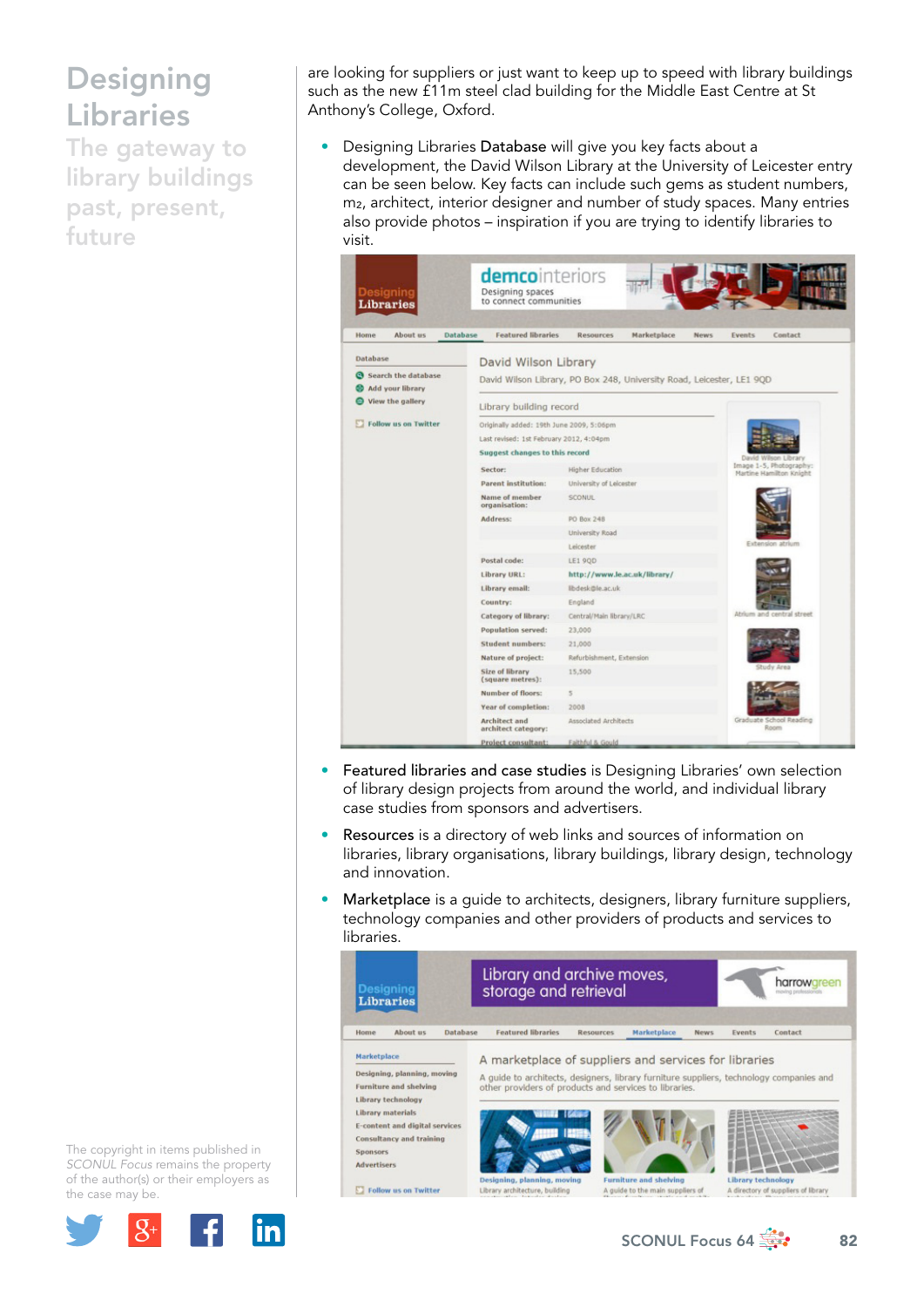# Designing Libraries

## The gateway to library buildings past, present, future

are looking for suppliers or just want to keep up to speed with library buildings such as the new £11m steel clad building for the Middle East Centre at St Anthony's College, Oxford.

- Designing Libraries **Database** will give you key facts about a development, the David Wilson Library at the University of Leicester entry can be seen below. Key facts can include such gems as student numbers, $m_2$, architect, interior designer and number of study spaces. Many entries also provide photos – inspiration if you are trying to identify libraries to visit.

- **Featured libraries and case studies** is Designing Libraries' own selection of library design projects from around the world, and individual library case studies from sponsors and advertisers.

- **Resources** is a directory of web links and sources of information on libraries, library organisations, library buildings, library design, technology and innovation.

- **Marketplace** is a guide to architects, designers, library furniture suppliers, technology companies and other providers of products and services to libraries.

The copyright in items published in *SCONUL Focus* remains the property of the author(s) or their employers as the case may be.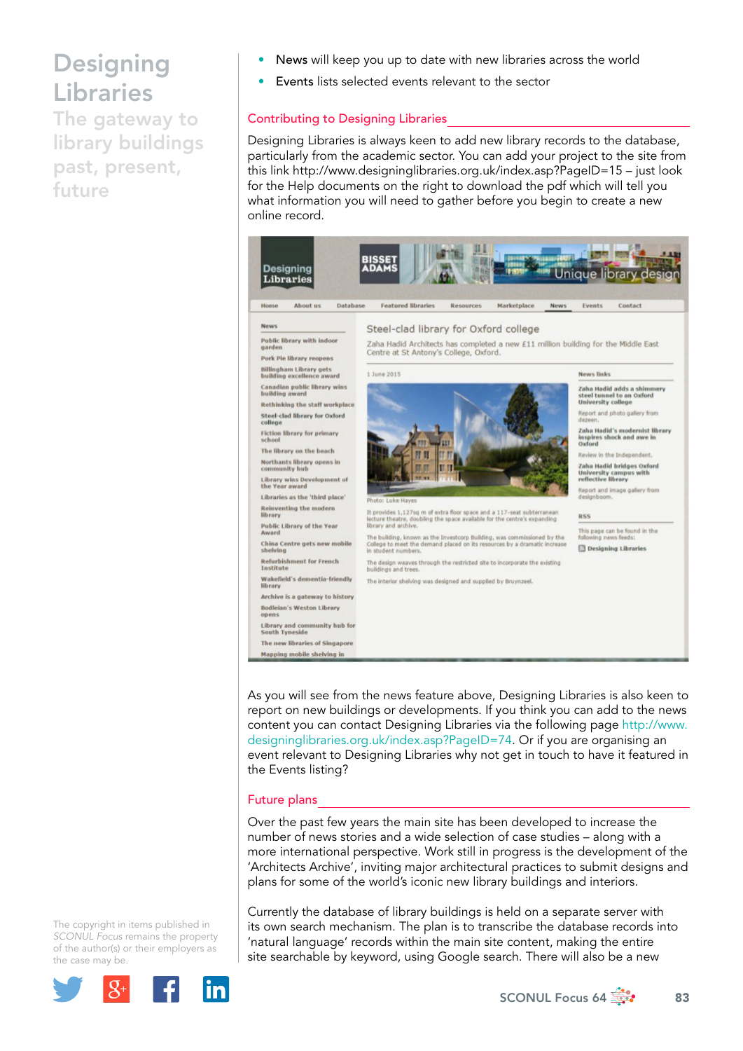- **News** will keep you up to date with new libraries across the world
- **Events** lists selected events relevant to the sector

## Contributing to Designing Libraries

Designing Libraries is always keen to add new library records to the database, particularly from the academic sector. You can add your project to the site from this link http://www.designinglibraries.org.uk/index.asp?PageID=15 – just look for the Help documents on the right to download the pdf which will tell you what information you will need to gather before you begin to create a new online record.

As you will see from the news feature above, Designing Libraries is also keen to report on new buildings or developments. If you think you can add to the news content you can contact Designing Libraries via the following page http://www.designinglibraries.org.uk/index.asp?PageID=74. Or if you are organising an event relevant to Designing Libraries why not get in touch to have it featured in the Events listing?

## Future plans

Over the past few years the main site has been developed to increase the number of news stories and a wide selection of case studies – along with a more international perspective. Work still in progress is the development of the 'Architects Archive', inviting major architectural practices to submit designs and plans for some of the world's iconic new library buildings and interiors.

Currently the database of library buildings is held on a separate server with its own search mechanism. The plan is to transcribe the database records into 'natural language' records within the main site content, making the entire site searchable by keyword, using Google search. There will also be a new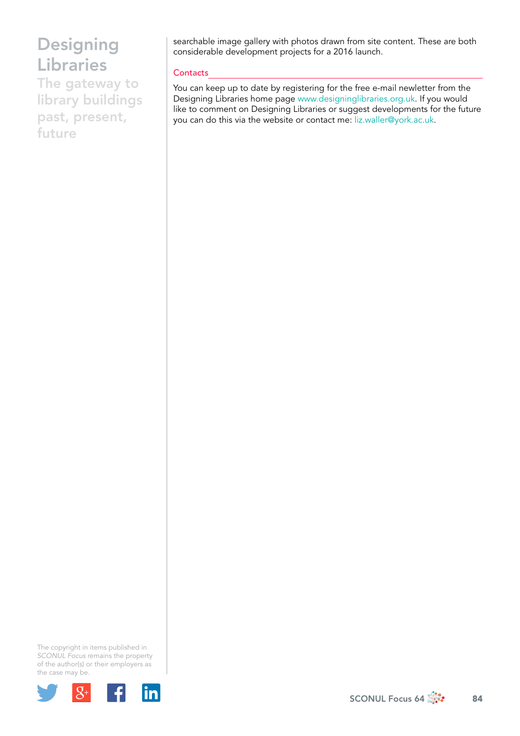searchable image gallery with photos drawn from site content. These are both considerable development projects for a 2016 launch.

## Contacts

You can keep up to date by registering for the free e-mail newletter from the Designing Libraries home page www.designinglibraries.org.uk. If you would like to comment on Designing Libraries or suggest developments for the future you can do this via the website or contact me: liz.waller@york.ac.uk.

The copyright in items published in *SCONUL Focus* remains the property of the author(s) or their employers as the case may be.